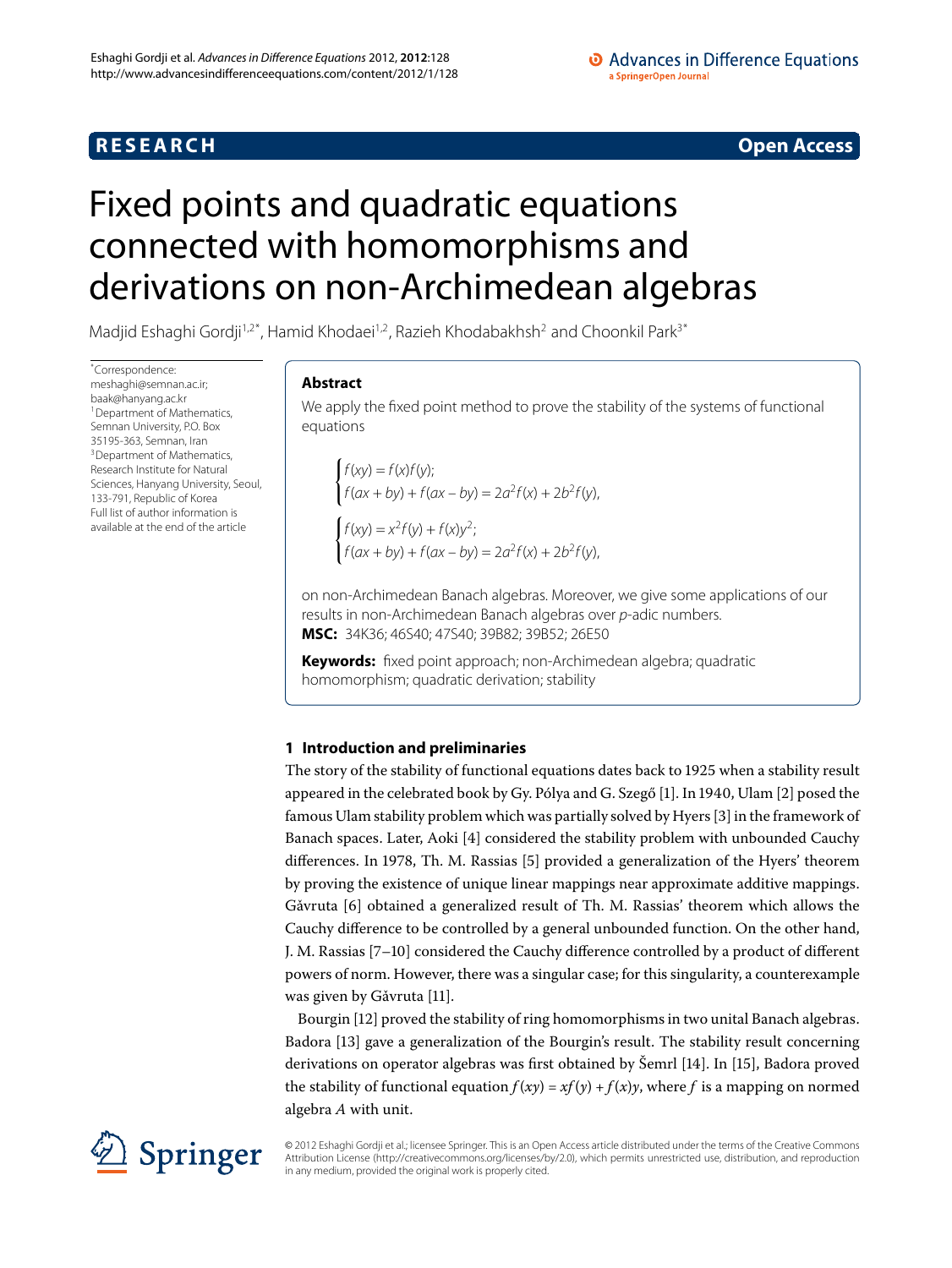**RESEARCH** **Open Access**

# Fixed points and quadratic equations connected with homomorphisms and derivations on non-Archimedean algebras

Madjid Eshaghi Gordji[1,2*], Hamid Khodaei[1,2], Razieh Khodabakhsh[2] and Choonkil Park[3*]

*Correspondence: meshaghi@semnan.ac.ir; baak@hanyang.ac.kr
[1] Department of Mathematics, Semnan University, P.O. Box 35195-363, Semnan, Iran
[3] Department of Mathematics, Research Institute for Natural Sciences, Hanyang University, Seoul, 133-791, Republic of Korea
Full list of author information is available at the end of the article

## Abstract

We apply the fixed point method to prove the stability of the systems of functional equations

$$\begin{cases} f(xy) = f(x)f(y); \\ f(ax + by) + f(ax - by) = 2a^2 f(x) + 2b^2 f(y), \end{cases}$$

$$\begin{cases} f(xy) = x^2 f(y) + f(x)y^2; \\ f(ax + by) + f(ax - by) = 2a^2 f(x) + 2b^2 f(y), \end{cases}$$

on non-Archimedean Banach algebras. Moreover, we give some applications of our results in non-Archimedean Banach algebras over $p$-adic numbers.

**MSC:** 34K36; 46S40; 47S40; 39B82; 39B52; 26E50

**Keywords:** fixed point approach; non-Archimedean algebra; quadratic homomorphism; quadratic derivation; stability

## 1 Introduction and preliminaries

The story of the stability of functional equations dates back to 1925 when a stability result appeared in the celebrated book by Gy. Pólya and G. Szegő [1]. In 1940, Ulam [2] posed the famous Ulam stability problem which was partially solved by Hyers [3] in the framework of Banach spaces. Later, Aoki [4] considered the stability problem with unbounded Cauchy differences. In 1978, Th. M. Rassias [5] provided a generalization of the Hyers' theorem by proving the existence of unique linear mappings near approximate additive mappings. Găvruta [6] obtained a generalized result of Th. M. Rassias' theorem which allows the Cauchy difference to be controlled by a general unbounded function. On the other hand, J. M. Rassias [7–10] considered the Cauchy difference controlled by a product of different powers of norm. However, there was a singular case; for this singularity, a counterexample was given by Găvruta [11].

Bourgin [12] proved the stability of ring homomorphisms in two unital Banach algebras. Badora [13] gave a generalization of the Bourgin's result. The stability result concerning derivations on operator algebras was first obtained by Šemrl [14]. In [15], Badora proved the stability of functional equation $f(xy) = xf(y) + f(x)y$, where $f$ is a mapping on normed algebra $A$ with unit.

© 2012 Eshaghi Gordji et al.; licensee Springer. This is an Open Access article distributed under the terms of the Creative Commons Attribution License (http://creativecommons.org/licenses/by/2.0), which permits unrestricted use, distribution, and reproduction in any medium, provided the original work is properly cited.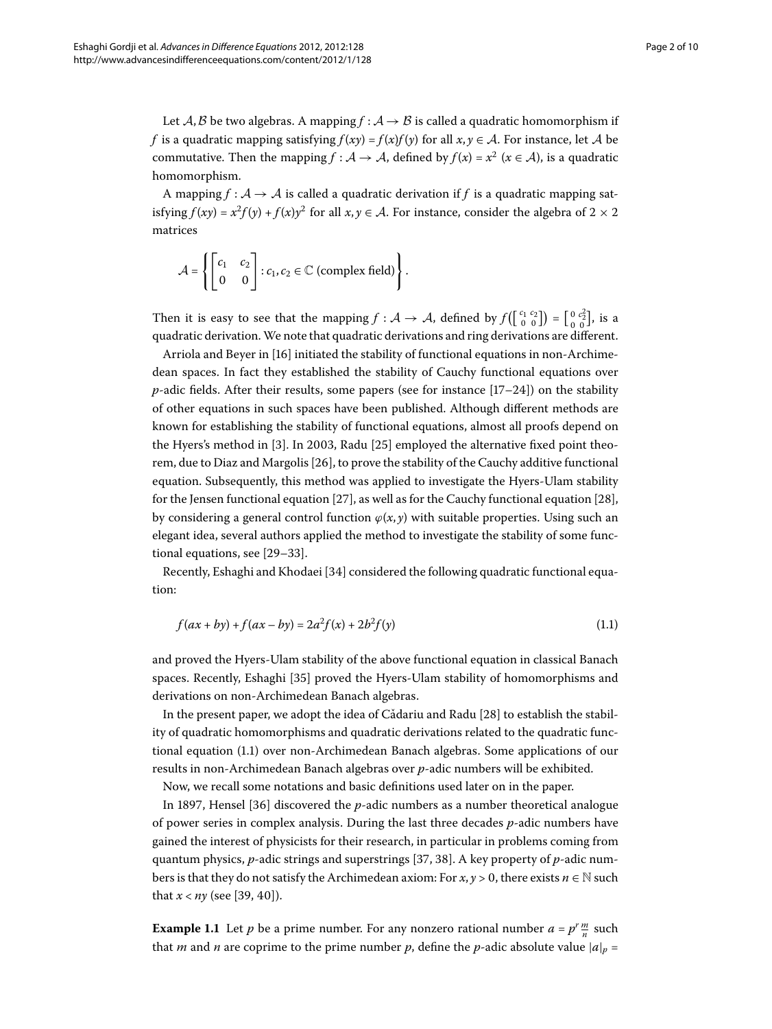Let $\mathcal{A}, \mathcal{B}$ be two algebras. A mapping $f : \mathcal{A} \to \mathcal{B}$ is called a quadratic homomorphism if $f$ is a quadratic mapping satisfying $f(xy) = f(x)f(y)$ for all $x, y \in \mathcal{A}$. For instance, let $\mathcal{A}$ be commutative. Then the mapping $f : \mathcal{A} \to \mathcal{A}$, defined by $f(x) = x^2$ ($x \in \mathcal{A}$), is a quadratic homomorphism.

A mapping $f : \mathcal{A} \to \mathcal{A}$ is called a quadratic derivation if $f$ is a quadratic mapping satisfying $f(xy) = x^2 f(y) + f(x)y^2$ for all $x, y \in \mathcal{A}$. For instance, consider the algebra of $2 \times 2$ matrices

$$\mathcal{A} = \left\{ \begin{bmatrix} c_1 & c_2 \\ 0 & 0 \end{bmatrix} : c_1, c_2 \in \mathbb{C} \text{ (complex field)} \right\}.$$

Then it is easy to see that the mapping $f : \mathcal{A} \to \mathcal{A}$, defined by $f\left(\left[\begin{smallmatrix} c_1 & c_2 \\ 0 & 0 \end{smallmatrix}\right]\right) = \left[\begin{smallmatrix} 0 & c_2^2 \\ 0 & 0 \end{smallmatrix}\right]$, is a quadratic derivation. We note that quadratic derivations and ring derivations are different.

Arriola and Beyer in [16] initiated the stability of functional equations in non-Archimedean spaces. In fact they established the stability of Cauchy functional equations over $p$-adic fields. After their results, some papers (see for instance [17–24]) on the stability of other equations in such spaces have been published. Although different methods are known for establishing the stability of functional equations, almost all proofs depend on the Hyers's method in [3]. In 2003, Radu [25] employed the alternative fixed point theorem, due to Diaz and Margolis [26], to prove the stability of the Cauchy additive functional equation. Subsequently, this method was applied to investigate the Hyers-Ulam stability for the Jensen functional equation [27], as well as for the Cauchy functional equation [28], by considering a general control function $\varphi(x, y)$ with suitable properties. Using such an elegant idea, several authors applied the method to investigate the stability of some functional equations, see [29–33].

Recently, Eshaghi and Khodaei [34] considered the following quadratic functional equation:

$$f(ax + by) + f(ax - by) = 2a^2 f(x) + 2b^2 f(y) \tag{1.1}$$

and proved the Hyers-Ulam stability of the above functional equation in classical Banach spaces. Recently, Eshaghi [35] proved the Hyers-Ulam stability of homomorphisms and derivations on non-Archimedean Banach algebras.

In the present paper, we adopt the idea of Cădariu and Radu [28] to establish the stability of quadratic homomorphisms and quadratic derivations related to the quadratic functional equation (1.1) over non-Archimedean Banach algebras. Some applications of our results in non-Archimedean Banach algebras over $p$-adic numbers will be exhibited.

Now, we recall some notations and basic definitions used later on in the paper.

In 1897, Hensel [36] discovered the $p$-adic numbers as a number theoretical analogue of power series in complex analysis. During the last three decades $p$-adic numbers have gained the interest of physicists for their research, in particular in problems coming from quantum physics, $p$-adic strings and superstrings [37, 38]. A key property of $p$-adic numbers is that they do not satisfy the Archimedean axiom: For $x, y > 0$, there exists $n \in \mathbb{N}$ such that $x < ny$ (see [39, 40]).

**Example 1.1** Let $p$ be a prime number. For any nonzero rational number $a = p^r \frac{m}{n}$ such that $m$ and $n$ are coprime to the prime number $p$, define the $p$-adic absolute value $|a|_p =$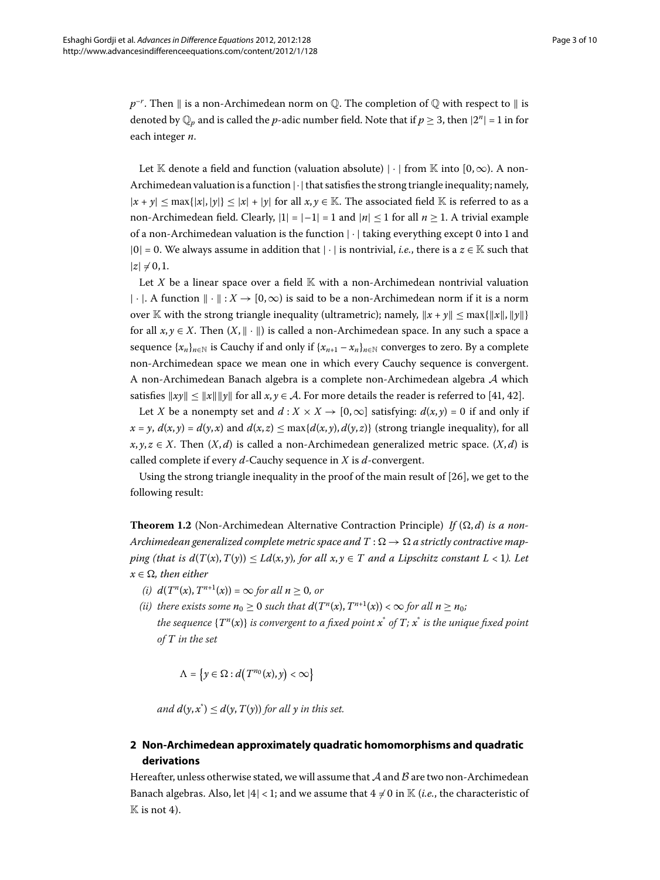$p^{-r}$. Then $\|$ is a non-Archimedean norm on $\mathbb{Q}$. The completion of $\mathbb{Q}$ with respect to $\|$ is denoted by $\mathbb{Q}_p$ and is called the $p$-adic number field. Note that if $p \geq 3$, then $|2^n| = 1$ in for each integer $n$.

Let $\mathbb{K}$ denote a field and function (valuation absolute) $|\cdot|$ from $\mathbb{K}$ into $[0,\infty)$. A non-Archimedean valuation is a function $|\cdot|$ that satisfies the strong triangle inequality; namely, $|x+y| \leq \max\{|x|,|y|\} \leq |x| + |y|$ for all $x, y \in \mathbb{K}$. The associated field $\mathbb{K}$ is referred to as a non-Archimedean field. Clearly, $|1| = |-1| = 1$ and $|n| \leq 1$ for all $n \geq 1$. A trivial example of a non-Archimedean valuation is the function $|\cdot|$ taking everything except 0 into 1 and $|0| = 0$. We always assume in addition that $|\cdot|$ is nontrivial, *i.e.*, there is a $z \in \mathbb{K}$ such that $|z| \neq 0, 1$.

Let $X$ be a linear space over a field $\mathbb{K}$ with a non-Archimedean nontrivial valuation $|\cdot|$. A function $\|\cdot\| : X \to [0,\infty)$ is said to be a non-Archimedean norm if it is a norm over $\mathbb{K}$ with the strong triangle inequality (ultrametric); namely, $\|x+y\| \leq \max\{\|x\|, \|y\|\}$ for all $x, y \in X$. Then $(X, \|\cdot\|)$ is called a non-Archimedean space. In any such a space a sequence $\{x_n\}_{n\in\mathbb{N}}$ is Cauchy if and only if $\{x_{n+1} - x_n\}_{n\in\mathbb{N}}$ converges to zero. By a complete non-Archimedean space we mean one in which every Cauchy sequence is convergent. A non-Archimedean Banach algebra is a complete non-Archimedean algebra $\mathcal{A}$ which satisfies $\|xy\| \leq \|x\|\|y\|$ for all $x, y \in \mathcal{A}$. For more details the reader is referred to [41, 42].

Let $X$ be a nonempty set and $d : X \times X \to [0,\infty]$ satisfying: $d(x,y) = 0$ if and only if $x = y$, $d(x,y) = d(y,x)$ and $d(x,z) \leq \max\{d(x,y), d(y,z)\}$ (strong triangle inequality), for all $x, y, z \in X$. Then $(X, d)$ is called a non-Archimedean generalized metric space. $(X, d)$ is called complete if every $d$-Cauchy sequence in $X$ is $d$-convergent.

Using the strong triangle inequality in the proof of the main result of [26], we get to the following result:

**Theorem 1.2** (Non-Archimedean Alternative Contraction Principle) *If $(\Omega, d)$ is a non-Archimedean generalized complete metric space and $T : \Omega \to \Omega$ a strictly contractive mapping (that is $d(T(x), T(y)) \leq Ld(x,y)$, for all $x, y \in T$ and a Lipschitz constant $L < 1$). Let $x \in \Omega$, then either*

*(i) $d(T^n(x), T^{n+1}(x)) = \infty$ for all $n \geq 0$, or*

*(ii) there exists some $n_0 \geq 0$ such that $d(T^n(x), T^{n+1}(x)) < \infty$ for all $n \geq n_0$;*
*the sequence $\{T^n(x)\}$ is convergent to a fixed point $x^*$ of $T$; $x^*$ is the unique fixed point of $T$ in the set*

$$\Lambda = \{y \in \Omega : d(T^{n_0}(x), y) < \infty\}$$

*and $d(y, x^*) \leq d(y, T(y))$ for all $y$ in this set.*

## 2 Non-Archimedean approximately quadratic homomorphisms and quadratic derivations

Hereafter, unless otherwise stated, we will assume that $\mathcal{A}$ and $\mathcal{B}$ are two non-Archimedean Banach algebras. Also, let $|4| < 1$; and we assume that $4 \neq 0$ in $\mathbb{K}$ (*i.e.*, the characteristic of $\mathbb{K}$ is not 4).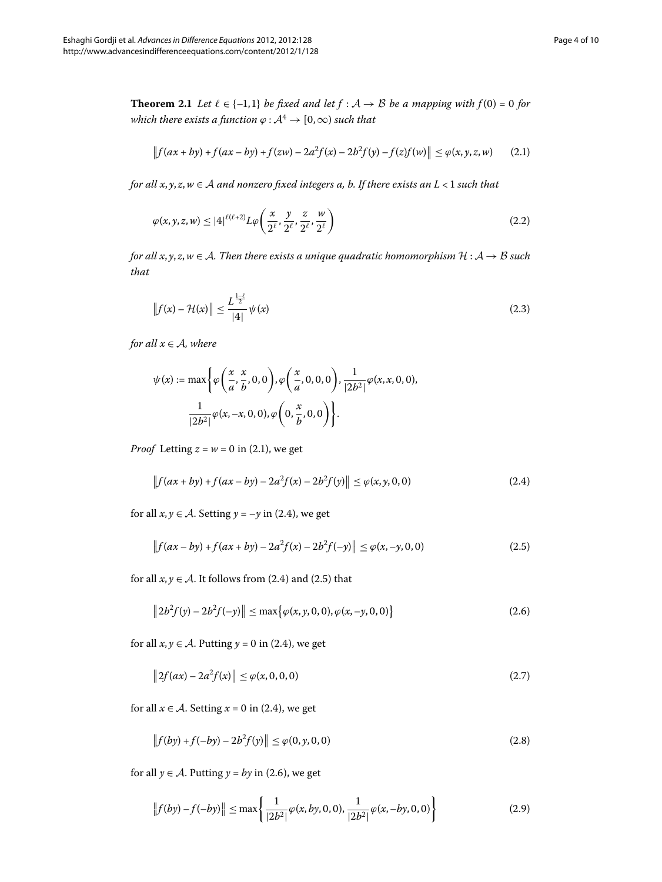**Theorem 2.1** *Let $\ell \in \{-1, 1\}$ be fixed and let $f : \mathcal{A} \to \mathcal{B}$ be a mapping with $f(0) = 0$ for which there exists a function $\varphi : \mathcal{A}^4 \to [0, \infty)$ such that*

$$\left\| f(ax + by) + f(ax - by) + f(zw) - 2a^2 f(x) - 2b^2 f(y) - f(z)f(w) \right\| \leq \varphi(x, y, z, w) \tag{2.1}$$

*for all $x, y, z, w \in \mathcal{A}$ and nonzero fixed integers $a$, $b$. If there exists an $L < 1$ such that*

$$\varphi(x, y, z, w) \leq |4|^{\ell(\ell+2)} L \varphi\left(\frac{x}{2^\ell}, \frac{y}{2^\ell}, \frac{z}{2^\ell}, \frac{w}{2^\ell}\right) \tag{2.2}$$

*for all $x, y, z, w \in \mathcal{A}$. Then there exists a unique quadratic homomorphism $\mathcal{H} : \mathcal{A} \to \mathcal{B}$ such that*

$$\left\| f(x) - \mathcal{H}(x) \right\| \leq \frac{L^{\frac{1-\ell}{2}}}{|4|} \psi(x) \tag{2.3}$$

*for all $x \in \mathcal{A}$, where*

$$\psi(x) := \max\left\{ \varphi\left(\frac{x}{a}, \frac{x}{b}, 0, 0\right), \varphi\left(\frac{x}{a}, 0, 0, 0\right), \frac{1}{|2b^2|}\varphi(x, x, 0, 0), \frac{1}{|2b^2|}\varphi(x, -x, 0, 0), \varphi\left(0, \frac{x}{b}, 0, 0\right) \right\}.$$

*Proof* Letting $z = w = 0$ in (2.1), we get

$$\left\| f(ax + by) + f(ax - by) - 2a^2 f(x) - 2b^2 f(y) \right\| \leq \varphi(x, y, 0, 0) \tag{2.4}$$

for all $x, y \in \mathcal{A}$. Setting $y = -y$ in (2.4), we get

$$\left\| f(ax - by) + f(ax + by) - 2a^2 f(x) - 2b^2 f(-y) \right\| \leq \varphi(x, -y, 0, 0) \tag{2.5}$$

for all $x, y \in \mathcal{A}$. It follows from (2.4) and (2.5) that

$$\left\| 2b^2 f(y) - 2b^2 f(-y) \right\| \leq \max\left\{ \varphi(x, y, 0, 0), \varphi(x, -y, 0, 0) \right\} \tag{2.6}$$

for all $x, y \in \mathcal{A}$. Putting $y = 0$ in (2.4), we get

$$\left\| 2f(ax) - 2a^2 f(x) \right\| \leq \varphi(x, 0, 0, 0) \tag{2.7}$$

for all $x \in \mathcal{A}$. Setting $x = 0$ in (2.4), we get

$$\left\| f(by) + f(-by) - 2b^2 f(y) \right\| \leq \varphi(0, y, 0, 0) \tag{2.8}$$

for all $y \in \mathcal{A}$. Putting $y = by$ in (2.6), we get

$$\left\| f(by) - f(-by) \right\| \leq \max\left\{ \frac{1}{|2b^2|}\varphi(x, by, 0, 0), \frac{1}{|2b^2|}\varphi(x, -by, 0, 0) \right\} \tag{2.9}$$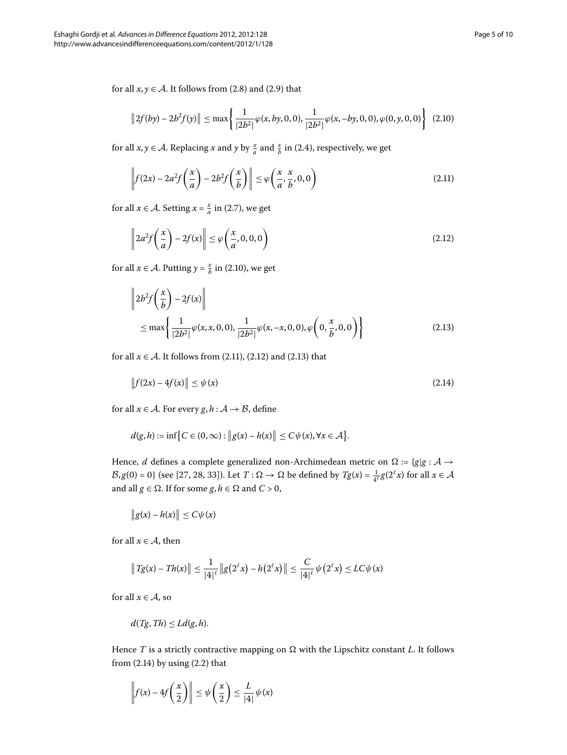for all $x, y \in \mathcal{A}$. It follows from (2.8) and (2.9) that

$$\left\| 2f(by) - 2b^2 f(y) \right\| \leq \max \left\{ \frac{1}{|2b^2|} \varphi(x, by, 0, 0), \frac{1}{|2b^2|} \varphi(x, -by, 0, 0), \varphi(0, y, 0, 0) \right\} \quad (2.10)$$

for all $x, y \in \mathcal{A}$. Replacing $x$ and $y$ by $\frac{x}{a}$ and $\frac{x}{b}$ in (2.4), respectively, we get

$$\left\| f(2x) - 2a^2 f\left(\frac{x}{a}\right) - 2b^2 f\left(\frac{x}{b}\right) \right\| \leq \varphi\left(\frac{x}{a}, \frac{x}{b}, 0, 0\right) \quad (2.11)$$

for all $x \in \mathcal{A}$. Setting $x = \frac{x}{a}$ in (2.7), we get

$$\left\| 2a^2 f\left(\frac{x}{a}\right) - 2f(x) \right\| \leq \varphi\left(\frac{x}{a}, 0, 0, 0\right) \quad (2.12)$$

for all $x \in \mathcal{A}$. Putting $y = \frac{x}{b}$ in (2.10), we get

$$\begin{aligned} &\left\| 2b^2 f\left(\frac{x}{b}\right) - 2f(x) \right\| \\ &\quad \leq \max \left\{ \frac{1}{|2b^2|} \varphi(x, x, 0, 0), \frac{1}{|2b^2|} \varphi(x, -x, 0, 0), \varphi\left(0, \frac{x}{b}, 0, 0\right) \right\} \end{aligned} \quad (2.13)$$

for all $x \in \mathcal{A}$. It follows from (2.11), (2.12) and (2.13) that

$$\left\| f(2x) - 4f(x) \right\| \leq \psi(x) \quad (2.14)$$

for all $x \in \mathcal{A}$. For every $g, h : \mathcal{A} \to \mathcal{B}$, define

$$d(g, h) := \inf\left\{ C \in (0, \infty) : \left\| g(x) - h(x) \right\| \leq C\psi(x), \forall x \in \mathcal{A} \right\}.$$

Hence, $d$ defines a complete generalized non-Archimedean metric on $\Omega := \{g | g : \mathcal{A} \to \mathcal{B}, g(0) = 0\}$ (see [27, 28, 33]). Let $T : \Omega \to \Omega$ be defined by $Tg(x) = \frac{1}{4^\ell} g(2^\ell x)$ for all $x \in \mathcal{A}$ and all $g \in \Omega$. If for some $g, h \in \Omega$ and $C > 0$,

$$\left\| g(x) - h(x) \right\| \leq C\psi(x)$$

for all $x \in \mathcal{A}$, then

$$\left\| Tg(x) - Th(x) \right\| \leq \frac{1}{|4|^\ell} \left\| g(2^\ell x) - h(2^\ell x) \right\| \leq \frac{C}{|4|^\ell} \psi(2^\ell x) \leq LC\psi(x)$$

for all $x \in \mathcal{A}$, so

$$d(Tg, Th) \leq Ld(g, h).$$

Hence $T$ is a strictly contractive mapping on $\Omega$ with the Lipschitz constant $L$. It follows from (2.14) by using (2.2) that

$$\left\| f(x) - 4f\left(\frac{x}{2}\right) \right\| \leq \psi\left(\frac{x}{2}\right) \leq \frac{L}{|4|} \psi(x)$$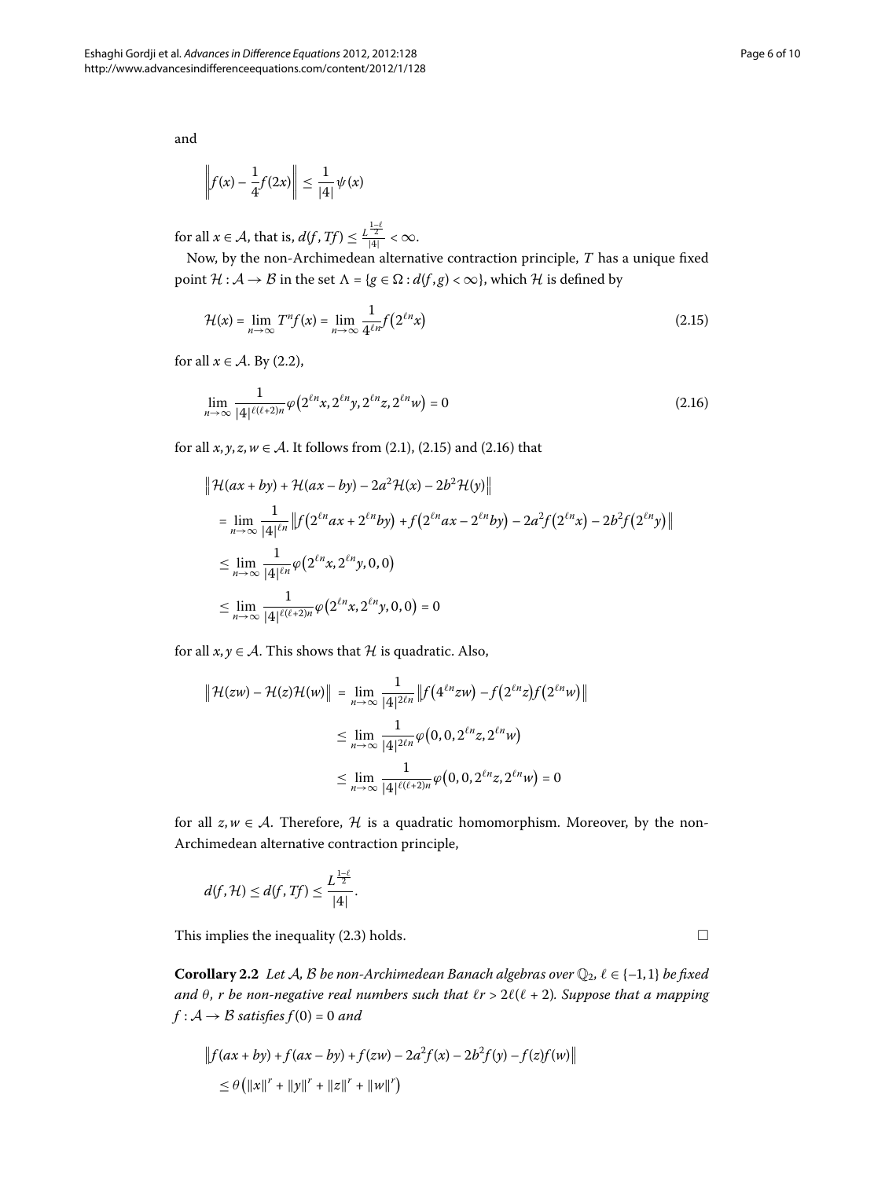and

$$\left\| f(x) - \frac{1}{4} f(2x) \right\| \leq \frac{1}{|4|} \psi(x)$$

for all $x \in \mathcal{A}$, that is, $d(f, Tf) \leq \frac{L^{\frac{1-\ell}{2}}}{|4|} < \infty$.

Now, by the non-Archimedean alternative contraction principle, $T$ has a unique fixed point $\mathcal{H} : \mathcal{A} \to \mathcal{B}$ in the set $\Lambda = \{g \in \Omega : d(f, g) < \infty\}$, which $\mathcal{H}$ is defined by

$$\mathcal{H}(x) = \lim_{n\to\infty} T^n f(x) = \lim_{n\to\infty} \frac{1}{4^{\ell n}} f\left(2^{\ell n} x\right) \tag{2.15}$$

for all $x \in \mathcal{A}$. By (2.2),

$$\lim_{n\to\infty} \frac{1}{|4|^{\ell(\ell+2)n}} \varphi\left(2^{\ell n}x, 2^{\ell n}y, 2^{\ell n}z, 2^{\ell n}w\right) = 0 \tag{2.16}$$

for all $x, y, z, w \in \mathcal{A}$. It follows from (2.1), (2.15) and (2.16) that

$$\begin{aligned}
&\left\| \mathcal{H}(ax + by) + \mathcal{H}(ax - by) - 2a^2\mathcal{H}(x) - 2b^2\mathcal{H}(y) \right\| \\
&= \lim_{n\to\infty} \frac{1}{|4|^{\ell n}} \left\| f\left(2^{\ell n}ax + 2^{\ell n}by\right) + f\left(2^{\ell n}ax - 2^{\ell n}by\right) - 2a^2 f\left(2^{\ell n}x\right) - 2b^2 f\left(2^{\ell n}y\right) \right\| \\
&\leq \lim_{n\to\infty} \frac{1}{|4|^{\ell n}} \varphi\left(2^{\ell n}x, 2^{\ell n}y, 0, 0\right) \\
&\leq \lim_{n\to\infty} \frac{1}{|4|^{\ell(\ell+2)n}} \varphi\left(2^{\ell n}x, 2^{\ell n}y, 0, 0\right) = 0
\end{aligned}$$

for all $x, y \in \mathcal{A}$. This shows that $\mathcal{H}$ is quadratic. Also,

$$\begin{aligned}
\left\| \mathcal{H}(zw) - \mathcal{H}(z)\mathcal{H}(w) \right\| &= \lim_{n\to\infty} \frac{1}{|4|^{2\ell n}} \left\| f\left(4^{\ell n}zw\right) - f\left(2^{\ell n}z\right) f\left(2^{\ell n}w\right) \right\| \\
&\leq \lim_{n\to\infty} \frac{1}{|4|^{2\ell n}} \varphi\left(0, 0, 2^{\ell n}z, 2^{\ell n}w\right) \\
&\leq \lim_{n\to\infty} \frac{1}{|4|^{\ell(\ell+2)n}} \varphi\left(0, 0, 2^{\ell n}z, 2^{\ell n}w\right) = 0
\end{aligned}$$

for all $z, w \in \mathcal{A}$. Therefore, $\mathcal{H}$ is a quadratic homomorphism. Moreover, by the non-Archimedean alternative contraction principle,

$$d(f, \mathcal{H}) \leq d(f, Tf) \leq \frac{L^{\frac{1-\ell}{2}}}{|4|}.$$

This implies the inequality (2.3) holds. □

**Corollary 2.2** *Let $\mathcal{A}$, $\mathcal{B}$ be non-Archimedean Banach algebras over $\mathbb{Q}_2$, $\ell \in \{-1, 1\}$ be fixed and $\theta$, $r$ be non-negative real numbers such that $\ell r > 2\ell(\ell + 2)$. Suppose that a mapping $f : \mathcal{A} \to \mathcal{B}$ satisfies $f(0) = 0$ and*

$$\begin{aligned}
&\left\| f(ax + by) + f(ax - by) + f(zw) - 2a^2 f(x) - 2b^2 f(y) - f(z)f(w) \right\| \\
&\leq \theta\left(\|x\|^r + \|y\|^r + \|z\|^r + \|w\|^r\right)
\end{aligned}$$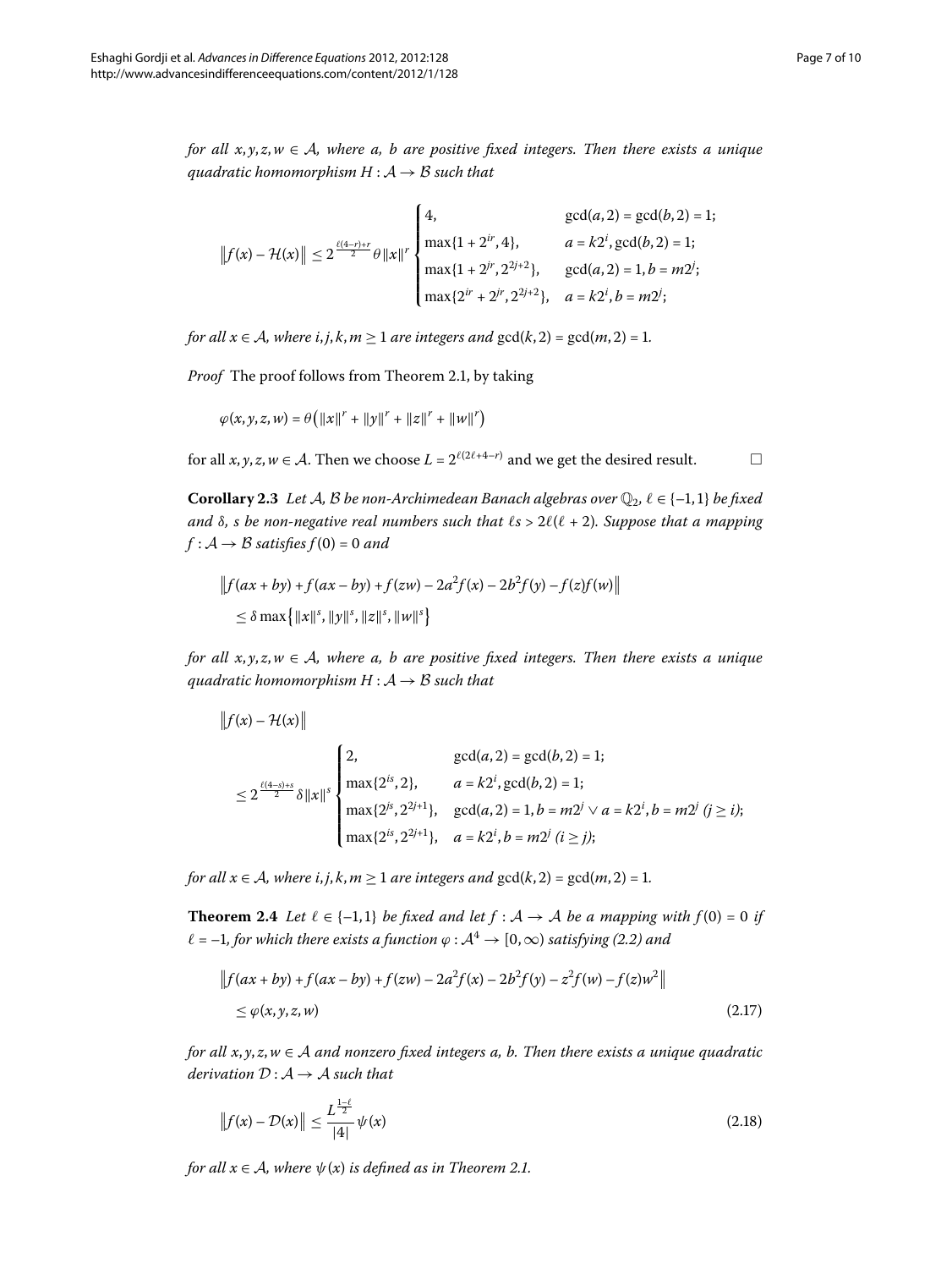*for all $x, y, z, w \in \mathcal{A}$, where $a$, $b$ are positive fixed integers. Then there exists a unique quadratic homomorphism $H : \mathcal{A} \to \mathcal{B}$ such that*

$$\|f(x) - \mathcal{H}(x)\| \leq 2^{\frac{\ell(4-r)+r}{2}} \theta \|x\|^r \begin{cases} 4, & \gcd(a,2) = \gcd(b,2) = 1; \\ \max\{1 + 2^{ir}, 4\}, & a = k2^i, \gcd(b,2) = 1; \\ \max\{1 + 2^{jr}, 2^{2j+2}\}, & \gcd(a,2) = 1, b = m2^j; \\ \max\{2^{ir} + 2^{jr}, 2^{2j+2}\}, & a = k2^i, b = m2^j; \end{cases}$$

*for all $x \in \mathcal{A}$, where $i, j, k, m \geq 1$ are integers and $\gcd(k,2) = \gcd(m,2) = 1$.*

*Proof* The proof follows from Theorem 2.1, by taking

$$\varphi(x, y, z, w) = \theta\left(\|x\|^r + \|y\|^r + \|z\|^r + \|w\|^r\right)$$

for all $x, y, z, w \in \mathcal{A}$. Then we choose $L = 2^{\ell(2\ell+4-r)}$ and we get the desired result. □

**Corollary 2.3** *Let $\mathcal{A}$, $\mathcal{B}$ be non-Archimedean Banach algebras over $\mathbb{Q}_2$, $\ell \in \{-1, 1\}$ be fixed and $\delta$, $s$ be non-negative real numbers such that $\ell s > 2\ell(\ell + 2)$. Suppose that a mapping $f : \mathcal{A} \to \mathcal{B}$ satisfies $f(0) = 0$ and*

$$\begin{aligned}&\|f(ax + by) + f(ax - by) + f(zw) - 2a^2 f(x) - 2b^2 f(y) - f(z)f(w)\| \\ &\quad \leq \delta \max\left\{\|x\|^s, \|y\|^s, \|z\|^s, \|w\|^s\right\}\end{aligned}$$

*for all $x, y, z, w \in \mathcal{A}$, where $a$, $b$ are positive fixed integers. Then there exists a unique quadratic homomorphism $H : \mathcal{A} \to \mathcal{B}$ such that*

$$\begin{aligned}&\|f(x) - \mathcal{H}(x)\| \\ &\quad \leq 2^{\frac{\ell(4-s)+s}{2}} \delta \|x\|^s \begin{cases} 2, & \gcd(a,2) = \gcd(b,2) = 1; \\ \max\{2^{is}, 2\}, & a = k2^i, \gcd(b,2) = 1; \\ \max\{2^{js}, 2^{2j+1}\}, & \gcd(a,2) = 1, b = m2^j \vee a = k2^i, b = m2^j \ (j \geq i); \\ \max\{2^{is}, 2^{2j+1}\}, & a = k2^i, b = m2^j \ (i \geq j); \end{cases}\end{aligned}$$

*for all $x \in \mathcal{A}$, where $i, j, k, m \geq 1$ are integers and $\gcd(k,2) = \gcd(m,2) = 1$.*

**Theorem 2.4** *Let $\ell \in \{-1, 1\}$ be fixed and let $f : \mathcal{A} \to \mathcal{A}$ be a mapping with $f(0) = 0$ if $\ell = -1$, for which there exists a function $\varphi : \mathcal{A}^4 \to [0, \infty)$ satisfying (2.2) and*

$$\begin{aligned}&\|f(ax + by) + f(ax - by) + f(zw) - 2a^2 f(x) - 2b^2 f(y) - z^2 f(w) - f(z)w^2\| \\ &\quad \leq \varphi(x, y, z, w)\end{aligned} \tag{2.17}$$

*for all $x, y, z, w \in \mathcal{A}$ and nonzero fixed integers $a$, $b$. Then there exists a unique quadratic derivation $\mathcal{D} : \mathcal{A} \to \mathcal{A}$ such that*

$$\|f(x) - \mathcal{D}(x)\| \leq \frac{L^{\frac{1-\ell}{2}}}{|4|} \psi(x) \tag{2.18}$$

*for all $x \in \mathcal{A}$, where $\psi(x)$ is defined as in Theorem 2.1.*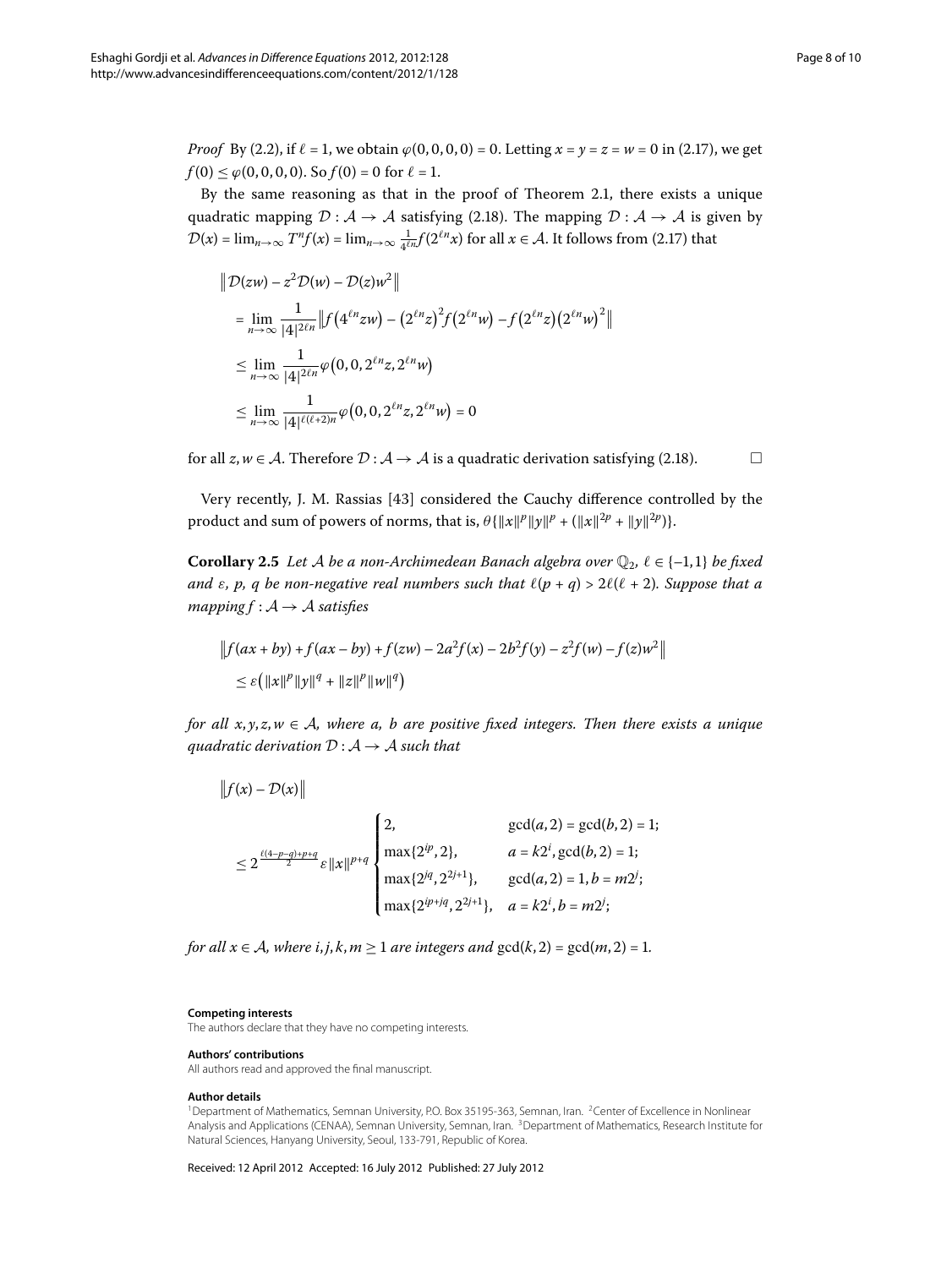*Proof* By (2.2), if $\ell = 1$, we obtain $\varphi(0,0,0,0) = 0$. Letting $x = y = z = w = 0$ in (2.17), we get $f(0) \leq \varphi(0,0,0,0)$. So $f(0) = 0$ for $\ell = 1$.

By the same reasoning as that in the proof of Theorem 2.1, there exists a unique quadratic mapping $\mathcal{D} : \mathcal{A} \to \mathcal{A}$ satisfying (2.18). The mapping $\mathcal{D} : \mathcal{A} \to \mathcal{A}$ is given by $\mathcal{D}(x) = \lim_{n\to\infty} T^n f(x) = \lim_{n\to\infty} \frac{1}{4^{\ell n}} f(2^{\ell n} x)$ for all $x \in \mathcal{A}$. It follows from (2.17) that

$$
\begin{aligned}
&\left\| \mathcal{D}(zw) - z^2\mathcal{D}(w) - \mathcal{D}(z)w^2 \right\| \\
&= \lim_{n\to\infty} \frac{1}{|4|^{2\ell n}} \left\| f\left(4^{\ell n} zw\right) - \left(2^{\ell n} z\right)^2 f\left(2^{\ell n} w\right) - f\left(2^{\ell n} z\right)\left(2^{\ell n} w\right)^2 \right\| \\
&\leq \lim_{n\to\infty} \frac{1}{|4|^{2\ell n}} \varphi\left(0,0,2^{\ell n} z, 2^{\ell n} w\right) \\
&\leq \lim_{n\to\infty} \frac{1}{|4|^{\ell(\ell+2)n}} \varphi\left(0,0,2^{\ell n} z, 2^{\ell n} w\right) = 0
\end{aligned}
$$

for all $z, w \in \mathcal{A}$. Therefore $\mathcal{D} : \mathcal{A} \to \mathcal{A}$ is a quadratic derivation satisfying (2.18). $\square$

Very recently, J. M. Rassias [43] considered the Cauchy difference controlled by the product and sum of powers of norms, that is, $\theta\{\|x\|^p\|y\|^p + (\|x\|^{2p} + \|y\|^{2p})\}$.

**Corollary 2.5** *Let $\mathcal{A}$ be a non-Archimedean Banach algebra over $\mathbb{Q}_2$, $\ell \in \{-1, 1\}$ be fixed and $\varepsilon$, $p$, $q$ be non-negative real numbers such that $\ell(p+q) > 2\ell(\ell+2)$. Suppose that a mapping $f : \mathcal{A} \to \mathcal{A}$ satisfies*

$$
\begin{aligned}
&\left\| f(ax+by) + f(ax-by) + f(zw) - 2a^2 f(x) - 2b^2 f(y) - z^2 f(w) - f(z)w^2 \right\| \\
&\leq \varepsilon\left(\|x\|^p\|y\|^q + \|z\|^p\|w\|^q\right)
\end{aligned}
$$

*for all $x, y, z, w \in \mathcal{A}$, where $a$, $b$ are positive fixed integers. Then there exists a unique quadratic derivation $\mathcal{D} : \mathcal{A} \to \mathcal{A}$ such that*

$$
\begin{aligned}
&\left\| f(x) - \mathcal{D}(x) \right\| \\
&\leq 2^{\frac{\ell(4-p-q)+p+q}{2}} \varepsilon \|x\|^{p+q}
\begin{cases}
2, & \gcd(a,2) = \gcd(b,2) = 1; \\
\max\{2^{ip}, 2\}, & a = k2^i, \gcd(b,2) = 1; \\
\max\{2^{jq}, 2^{2j+1}\}, & \gcd(a,2) = 1, b = m2^j; \\
\max\{2^{ip+jq}, 2^{2j+1}\}, & a = k2^i, b = m2^j;
\end{cases}
\end{aligned}
$$

*for all $x \in \mathcal{A}$, where $i, j, k, m \geq 1$ are integers and $\gcd(k,2) = \gcd(m,2) = 1$.*

**Competing interests**

The authors declare that they have no competing interests.

**Authors' contributions**

All authors read and approved the final manuscript.

**Author details**

[1]Department of Mathematics, Semnan University, P.O. Box 35195-363, Semnan, Iran. [2]Center of Excellence in Nonlinear Analysis and Applications (CENAA), Semnan University, Semnan, Iran. [3]Department of Mathematics, Research Institute for Natural Sciences, Hanyang University, Seoul, 133-791, Republic of Korea.

Received: 12 April 2012 Accepted: 16 July 2012 Published: 27 July 2012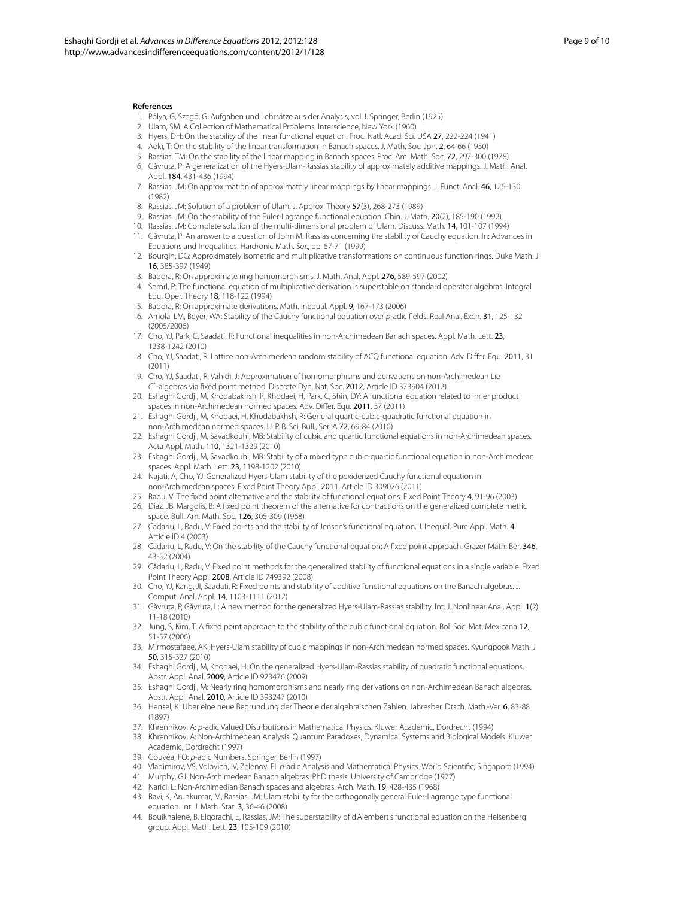#### References

1. Pólya, G, Szegő, G: Aufgaben und Lehrsätze aus der Analysis, vol. I. Springer, Berlin (1925)
2. Ulam, SM: A Collection of Mathematical Problems. Interscience, New York (1960)
3. Hyers, DH: On the stability of the linear functional equation. Proc. Natl. Acad. Sci. USA **27**, 222-224 (1941)
4. Aoki, T: On the stability of the linear transformation in Banach spaces. J. Math. Soc. Jpn. **2**, 64-66 (1950)
5. Rassias, TM: On the stability of the linear mapping in Banach spaces. Proc. Am. Math. Soc. **72**, 297-300 (1978)
6. Găvruta, P: A generalization of the Hyers-Ulam-Rassias stability of approximately additive mappings. J. Math. Anal. Appl. **184**, 431-436 (1994)
7. Rassias, JM: On approximation of approximately linear mappings by linear mappings. J. Funct. Anal. **46**, 126-130 (1982)
8. Rassias, JM: Solution of a problem of Ulam. J. Approx. Theory **57**(3), 268-273 (1989)
9. Rassias, JM: On the stability of the Euler-Lagrange functional equation. Chin. J. Math. **20**(2), 185-190 (1992)
10. Rassias, JM: Complete solution of the multi-dimensional problem of Ulam. Discuss. Math. **14**, 101-107 (1994)
11. Găvruta, P: An answer to a question of John M. Rassias concerning the stability of Cauchy equation. In: Advances in Equations and Inequalities. Hardronic Math. Ser., pp. 67-71 (1999)
12. Bourgin, DG: Approximately isometric and multiplicative transformations on continuous function rings. Duke Math. J. **16**, 385-397 (1949)
13. Badora, R: On approximate ring homomorphisms. J. Math. Anal. Appl. **276**, 589-597 (2002)
14. Šemrl, P: The functional equation of multiplicative derivation is superstable on standard operator algebras. Integral Equ. Oper. Theory **18**, 118-122 (1994)
15. Badora, R: On approximate derivations. Math. Inequal. Appl. **9**, 167-173 (2006)
16. Arriola, LM, Beyer, WA: Stability of the Cauchy functional equation over *p*-adic fields. Real Anal. Exch. **31**, 125-132 (2005/2006)
17. Cho, YJ, Park, C, Saadati, R: Functional inequalities in non-Archimedean Banach spaces. Appl. Math. Lett. **23**, 1238-1242 (2010)
18. Cho, YJ, Saadati, R: Lattice non-Archimedean random stability of ACQ functional equation. Adv. Differ. Equ. **2011**, 31 (2011)
19. Cho, YJ, Saadati, R, Vahidi, J: Approximation of homomorphisms and derivations on non-Archimedean Lie $C^*$-algebras via fixed point method. Discrete Dyn. Nat. Soc. **2012**, Article ID 373904 (2012)
20. Eshaghi Gordji, M, Khodabakhsh, R, Khodaei, H, Park, C, Shin, DY: A functional equation related to inner product spaces in non-Archimedean normed spaces. Adv. Differ. Equ. **2011**, 37 (2011)
21. Eshaghi Gordji, M, Khodaei, H, Khodabakhsh, R: General quartic-cubic-quadratic functional equation in non-Archimedean normed spaces. U. P. B. Sci. Bull., Ser. A **72**, 69-84 (2010)
22. Eshaghi Gordji, M, Savadkouhi, MB: Stability of cubic and quartic functional equations in non-Archimedean spaces. Acta Appl. Math. **110**, 1321-1329 (2010)
23. Eshaghi Gordji, M, Savadkouhi, MB: Stability of a mixed type cubic-quartic functional equation in non-Archimedean spaces. Appl. Math. Lett. **23**, 1198-1202 (2010)
24. Najati, A, Cho, YJ: Generalized Hyers-Ulam stability of the pexiderized Cauchy functional equation in non-Archimedean spaces. Fixed Point Theory Appl. **2011**, Article ID 309026 (2011)
25. Radu, V: The fixed point alternative and the stability of functional equations. Fixed Point Theory **4**, 91-96 (2003)
26. Diaz, JB, Margolis, B: A fixed point theorem of the alternative for contractions on the generalized complete metric space. Bull. Am. Math. Soc. **126**, 305-309 (1968)
27. Cădariu, L, Radu, V: Fixed points and the stability of Jensen's functional equation. J. Inequal. Pure Appl. Math. **4**, Article ID 4 (2003)
28. Cădariu, L, Radu, V: On the stability of the Cauchy functional equation: A fixed point approach. Grazer Math. Ber. **346**, 43-52 (2004)
29. Cădariu, L, Radu, V: Fixed point methods for the generalized stability of functional equations in a single variable. Fixed Point Theory Appl. **2008**, Article ID 749392 (2008)
30. Cho, YJ, Kang, JI, Saadati, R: Fixed points and stability of additive functional equations on the Banach algebras. J. Comput. Anal. Appl. **14**, 1103-1111 (2012)
31. Găvruta, P, Găvruta, L: A new method for the generalized Hyers-Ulam-Rassias stability. Int. J. Nonlinear Anal. Appl. **1**(2), 11-18 (2010)
32. Jung, S, Kim, T: A fixed point approach to the stability of the cubic functional equation. Bol. Soc. Mat. Mexicana **12**, 51-57 (2006)
33. Mirmostafaee, AK: Hyers-Ulam stability of cubic mappings in non-Archimedean normed spaces. Kyungpook Math. J. **50**, 315-327 (2010)
34. Eshaghi Gordji, M, Khodaei, H: On the generalized Hyers-Ulam-Rassias stability of quadratic functional equations. Abstr. Appl. Anal. **2009**, Article ID 923476 (2009)
35. Eshaghi Gordji, M: Nearly ring homomorphisms and nearly ring derivations on non-Archimedean Banach algebras. Abstr. Appl. Anal. **2010**, Article ID 393247 (2010)
36. Hensel, K: Uber eine neue Begrundung der Theorie der algebraischen Zahlen. Jahresber. Dtsch. Math.-Ver. **6**, 83-88 (1897)
37. Khrennikov, A: *p*-adic Valued Distributions in Mathematical Physics. Kluwer Academic, Dordrecht (1994)
38. Khrennikov, A: Non-Archimedean Analysis: Quantum Paradoxes, Dynamical Systems and Biological Models. Kluwer Academic, Dordrecht (1997)
39. Gouvêa, FQ: *p*-adic Numbers. Springer, Berlin (1997)
40. Vladimirov, VS, Volovich, IV, Zelenov, EI: *p*-adic Analysis and Mathematical Physics. World Scientific, Singapore (1994)
41. Murphy, GJ: Non-Archimedean Banach algebras. PhD thesis, University of Cambridge (1977)
42. Narici, L: Non-Archimedian Banach spaces and algebras. Arch. Math. **19**, 428-435 (1968)
43. Ravi, K, Arunkumar, M, Rassias, JM: Ulam stability for the orthogonally general Euler-Lagrange type functional equation. Int. J. Math. Stat. **3**, 36-46 (2008)
44. Bouikhalene, B, Elqorachi, E, Rassias, JM: The superstability of d'Alembert's functional equation on the Heisenberg group. Appl. Math. Lett. **23**, 105-109 (2010)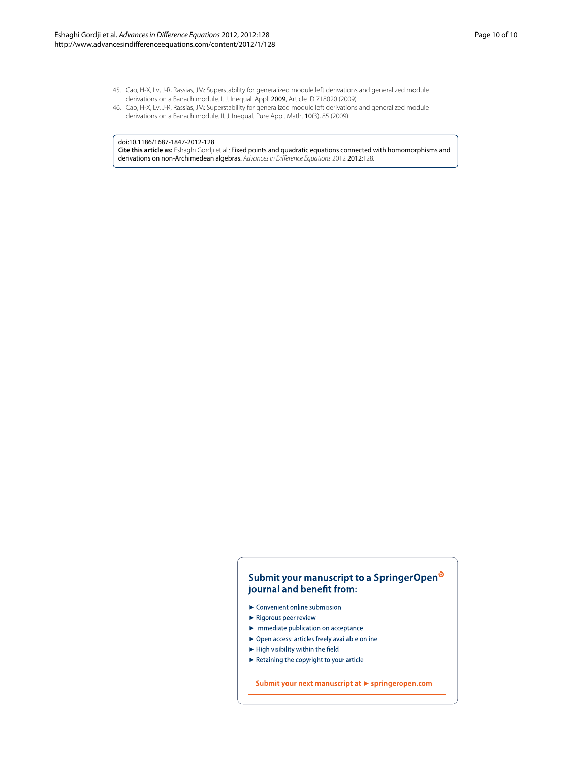45. Cao, H-X, Lv, J-R, Rassias, JM: Superstability for generalized module left derivations and generalized module derivations on a Banach module. I. J. Inequal. Appl. **2009**, Article ID 718020 (2009)
46. Cao, H-X, Lv, J-R, Rassias, JM: Superstability for generalized module left derivations and generalized module derivations on a Banach module. II. J. Inequal. Pure Appl. Math. **10**(3), 85 (2009)

doi:10.1186/1687-1847-2012-128
**Cite this article as:** Eshaghi Gordji et al.: Fixed points and quadratic equations connected with homomorphisms and derivations on non-Archimedean algebras. *Advances in Difference Equations* 2012 **2012**:128.

**Submit your manuscript to a SpringerOpen journal and benefit from:**

- ► Convenient online submission
- ► Rigorous peer review
- ► Immediate publication on acceptance
- ► Open access: articles freely available online
- ► High visibility within the field
- ► Retaining the copyright to your article

**Submit your next manuscript at ► springeropen.com**